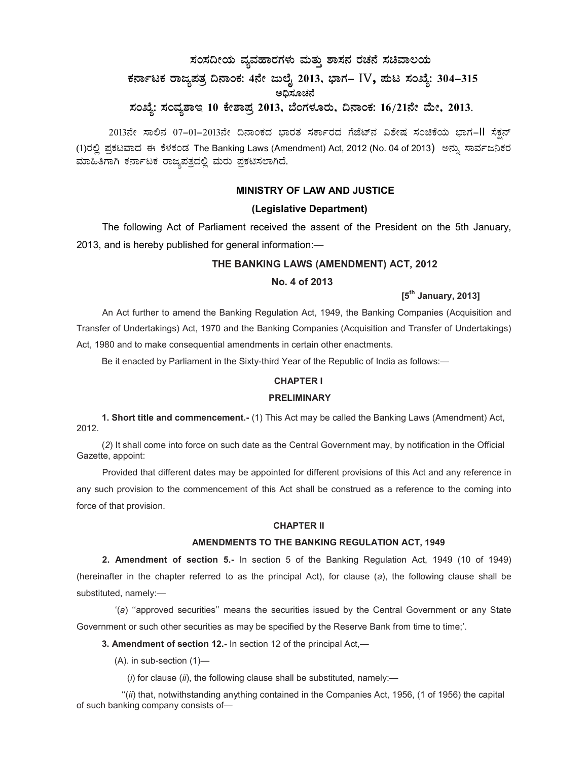# ಸಂಸದೀಯ ವ್ಯವಹಾರಗಳು ಮತ್ತು ಶಾಸನ ರಚನೆ ಸಚಿವಾಲಯ

## ಕರ್ನಾಟಕ ರಾಜ್ಯಪತ್ರ ದಿನಾಂಕ: 4ನೇ ಜುಲೈ 2013, ಭಾಗ– IV, ಪುಟ ಸಂಖ್ಯೆ: 304–315

### ಅಧಿಸೂಚನೆ

## ಸಂಖ್ಯೆ: ಸಂವ್ಯಶಾಇ 10 ಕೇಶಾಪ್ರ 2013, ಬೆಂಗಳೂರು, ದಿನಾಂಕ: 16/21ನೇ ಮೇ, 2013.

2013ನೇ ಸಾಲಿನ 07–01–2013ನೇ ದಿನಾಂಕದ ಭಾರತ ಸರ್ಕಾರದ ಗೆಜೆಟ್‌ನ ವಿಶೇಷ ಸಂಚಿಕೆಯ ಭಾಗ–II ಸೆಕ್ಷನ್ (1)ರಲ್ಲಿ ಪ್ರಕಟವಾದ ಈ ಕೆಳಕಂಡ The Banking Laws (Amendment) Act, 2012 (No. 04 of 2013) ಅನ್ನು ಸಾರ್ವಜನಿಕರ ಮಾಹಿತಿಗಾಗಿ ಕರ್ನಾಟಕ ರಾಜ್ಯಪತ್ರದಲ್ಲಿ ಮರು ಪ್ರಕಟಿಸಲಾಗಿದೆ.

**MINISTRY OF LAW AND JUSTICE**

**(Legislative Department)**

The following Act of Parliament received the assent of the President on the 5th January, 2013, and is hereby published for general information:—

**THE BANKING LAWS (AMENDMENT) ACT, 2012**

**No. 4 of 2013**

**[5th January, 2013]**

An Act further to amend the Banking Regulation Act, 1949, the Banking Companies (Acquisition and Transfer of Undertakings) Act, 1970 and the Banking Companies (Acquisition and Transfer of Undertakings) Act, 1980 and to make consequential amendments in certain other enactments.

Be it enacted by Parliament in the Sixty-third Year of the Republic of India as follows:—

**CHAPTER I**

**PRELIMINARY**

**1. Short title and commencement.-** (1) This Act may be called the Banking Laws (Amendment) Act, 2012.

(*2*) It shall come into force on such date as the Central Government may, by notification in the Official Gazette, appoint:

Provided that different dates may be appointed for different provisions of this Act and any reference in any such provision to the commencement of this Act shall be construed as a reference to the coming into force of that provision.

**CHAPTER II**

**AMENDMENTS TO THE BANKING REGULATION ACT, 1949**

**2. Amendment of section 5.-** In section 5 of the Banking Regulation Act, 1949 (10 of 1949) (hereinafter in the chapter referred to as the principal Act), for clause (*a*), the following clause shall be substituted, namely:—

'(*a*) ''approved securities'' means the securities issued by the Central Government or any State Government or such other securities as may be specified by the Reserve Bank from time to time;'.

**3. Amendment of section 12.-** In section 12 of the principal Act,—

(A). in sub-section (1)—

(*i*) for clause (*ii*), the following clause shall be substituted, namely:—

''(*ii*) that, notwithstanding anything contained in the Companies Act, 1956, (1 of 1956) the capital of such banking company consists of—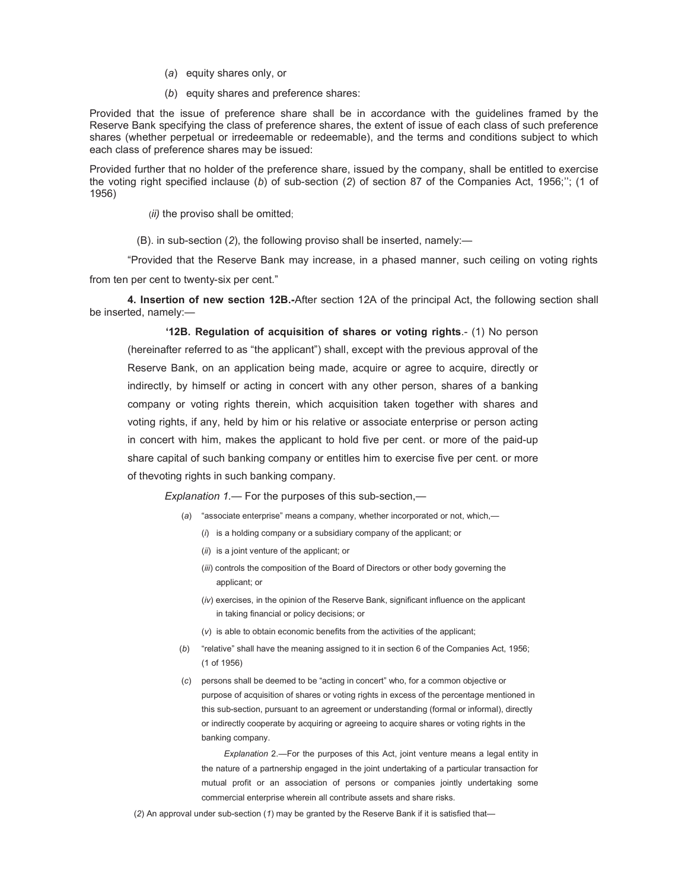(*a*) equity shares only, or

(*b*) equity shares and preference shares:

Provided that the issue of preference share shall be in accordance with the guidelines framed by the Reserve Bank specifying the class of preference shares, the extent of issue of each class of such preference shares (whether perpetual or irredeemable or redeemable), and the terms and conditions subject to which each class of preference shares may be issued:

Provided further that no holder of the preference share, issued by the company, shall be entitled to exercise the voting right specified inclause (*b*) of sub-section (*2*) of section 87 of the Companies Act, 1956;''; (1 of 1956)

(*ii)* the proviso shall be omitted;

(B). in sub-section (*2*), the following proviso shall be inserted, namely:—

"Provided that the Reserve Bank may increase, in a phased manner, such ceiling on voting rights from ten per cent to twenty-six per cent."

**4. Insertion of new section 12B.-**After section 12A of the principal Act, the following section shall be inserted, namely:—

**'12B. Regulation of acquisition of shares or voting rights**.- (1) No person (hereinafter referred to as "the applicant") shall, except with the previous approval of the Reserve Bank, on an application being made, acquire or agree to acquire, directly or indirectly, by himself or acting in concert with any other person, shares of a banking company or voting rights therein, which acquisition taken together with shares and voting rights, if any, held by him or his relative or associate enterprise or person acting in concert with him, makes the applicant to hold five per cent. or more of the paid-up share capital of such banking company or entitles him to exercise five per cent. or more of thevoting rights in such banking company.

*Explanation 1.*— For the purposes of this sub-section,—

(*a*) "associate enterprise" means a company, whether incorporated or not, which,—

(*i*) is a holding company or a subsidiary company of the applicant; or

(*ii*) is a joint venture of the applicant; or

(*iii*) controls the composition of the Board of Directors or other body governing the applicant; or

(*iv*) exercises, in the opinion of the Reserve Bank, significant influence on the applicant in taking financial or policy decisions; or

(*v*) is able to obtain economic benefits from the activities of the applicant;

(*b*) "relative" shall have the meaning assigned to it in section 6 of the Companies Act, 1956; (1 of 1956)

(*c*) persons shall be deemed to be "acting in concert" who, for a common objective or purpose of acquisition of shares or voting rights in excess of the percentage mentioned in this sub-section, pursuant to an agreement or understanding (formal or informal), directly or indirectly cooperate by acquiring or agreeing to acquire shares or voting rights in the banking company.

*Explanation* 2.—For the purposes of this Act, joint venture means a legal entity in the nature of a partnership engaged in the joint undertaking of a particular transaction for mutual profit or an association of persons or companies jointly undertaking some commercial enterprise wherein all contribute assets and share risks.

(*2*) An approval under sub-section (*1*) may be granted by the Reserve Bank if it is satisfied that—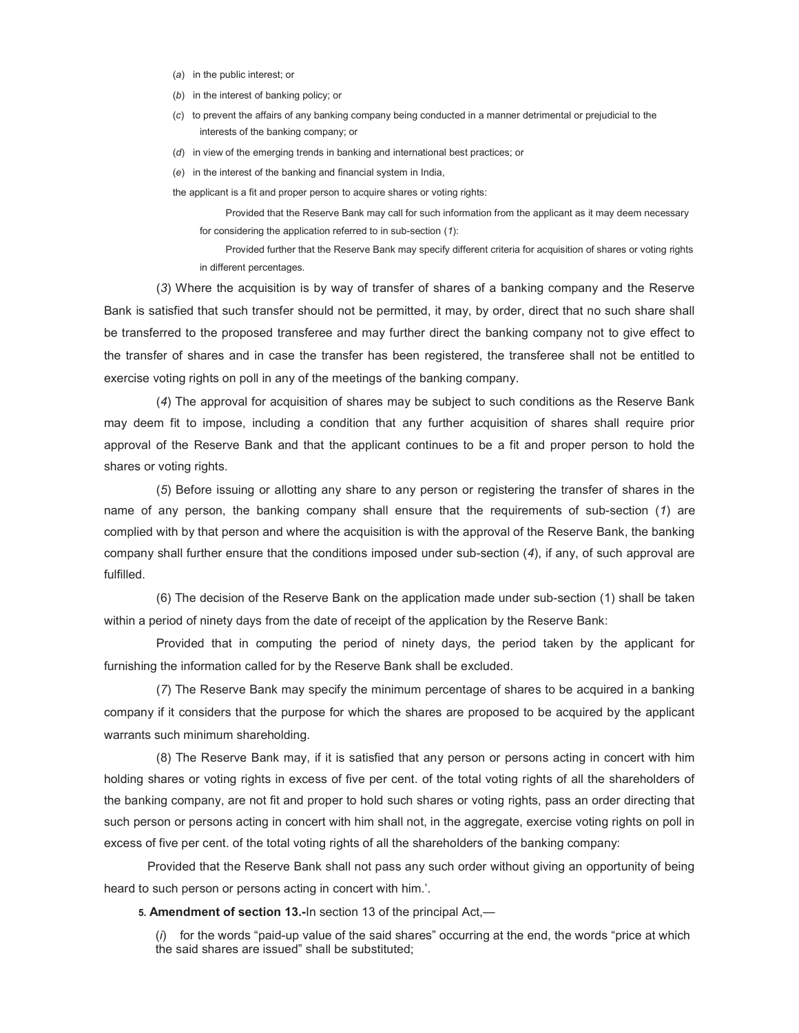(*a*) in the public interest; or

(*b*) in the interest of banking policy; or

(*c*) to prevent the affairs of any banking company being conducted in a manner detrimental or prejudicial to the interests of the banking company; or

(*d*) in view of the emerging trends in banking and international best practices; or

(*e*) in the interest of the banking and financial system in India,

the applicant is a fit and proper person to acquire shares or voting rights:

Provided that the Reserve Bank may call for such information from the applicant as it may deem necessary for considering the application referred to in sub-section (*1*):

Provided further that the Reserve Bank may specify different criteria for acquisition of shares or voting rights in different percentages.

(*3*) Where the acquisition is by way of transfer of shares of a banking company and the Reserve Bank is satisfied that such transfer should not be permitted, it may, by order, direct that no such share shall be transferred to the proposed transferee and may further direct the banking company not to give effect to the transfer of shares and in case the transfer has been registered, the transferee shall not be entitled to exercise voting rights on poll in any of the meetings of the banking company.

(*4*) The approval for acquisition of shares may be subject to such conditions as the Reserve Bank may deem fit to impose, including a condition that any further acquisition of shares shall require prior approval of the Reserve Bank and that the applicant continues to be a fit and proper person to hold the shares or voting rights.

(*5*) Before issuing or allotting any share to any person or registering the transfer of shares in the name of any person, the banking company shall ensure that the requirements of sub-section (*1*) are complied with by that person and where the acquisition is with the approval of the Reserve Bank, the banking company shall further ensure that the conditions imposed under sub-section (*4*), if any, of such approval are fulfilled.

(6) The decision of the Reserve Bank on the application made under sub-section (1) shall be taken within a period of ninety days from the date of receipt of the application by the Reserve Bank:

Provided that in computing the period of ninety days, the period taken by the applicant for furnishing the information called for by the Reserve Bank shall be excluded.

(*7*) The Reserve Bank may specify the minimum percentage of shares to be acquired in a banking company if it considers that the purpose for which the shares are proposed to be acquired by the applicant warrants such minimum shareholding.

(8) The Reserve Bank may, if it is satisfied that any person or persons acting in concert with him holding shares or voting rights in excess of five per cent. of the total voting rights of all the shareholders of the banking company, are not fit and proper to hold such shares or voting rights, pass an order directing that such person or persons acting in concert with him shall not, in the aggregate, exercise voting rights on poll in excess of five per cent. of the total voting rights of all the shareholders of the banking company:

Provided that the Reserve Bank shall not pass any such order without giving an opportunity of being heard to such person or persons acting in concert with him.'.

**5. Amendment of section 13.-**In section 13 of the principal Act,—

(*i*) for the words "paid-up value of the said shares" occurring at the end, the words "price at which the said shares are issued" shall be substituted;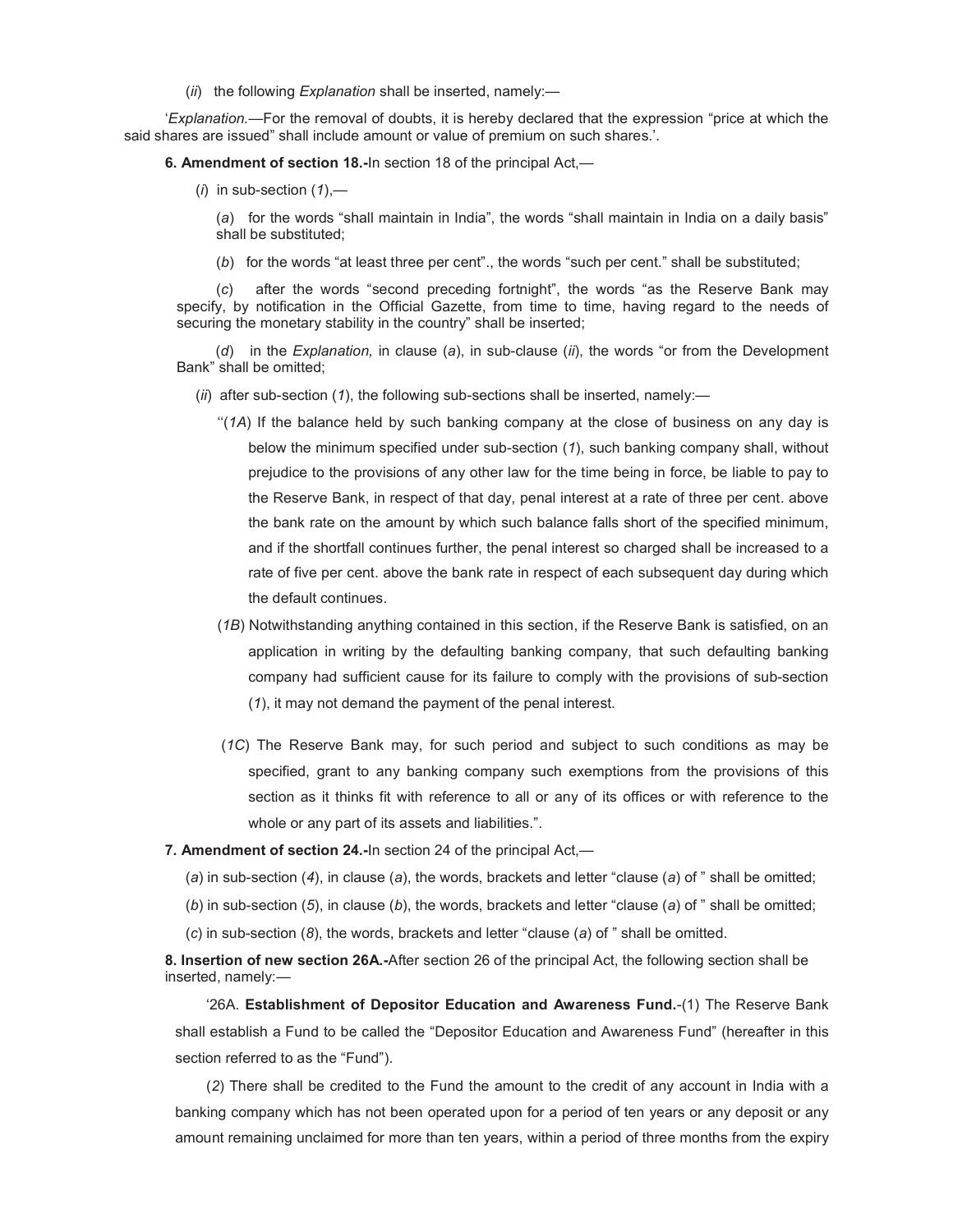(*ii*) the following *Explanation* shall be inserted, namely:—

'*Explanation.*—For the removal of doubts, it is hereby declared that the expression "price at which the said shares are issued" shall include amount or value of premium on such shares.'.

**6. Amendment of section 18.-**In section 18 of the principal Act,—

(*i*) in sub-section (*1*),—

(*a*) for the words "shall maintain in India", the words "shall maintain in India on a daily basis" shall be substituted;

(*b*) for the words "at least three per cent"., the words "such per cent." shall be substituted;

(*c*) after the words "second preceding fortnight", the words "as the Reserve Bank may specify, by notification in the Official Gazette, from time to time, having regard to the needs of securing the monetary stability in the country" shall be inserted;

(*d*) in the *Explanation,* in clause (*a*), in sub-clause (*ii*), the words "or from the Development Bank" shall be omitted;

(*ii*) after sub-section (*1*), the following sub-sections shall be inserted, namely:—

"(*1A*) If the balance held by such banking company at the close of business on any day is below the minimum specified under sub-section (*1*), such banking company shall, without prejudice to the provisions of any other law for the time being in force, be liable to pay to the Reserve Bank, in respect of that day, penal interest at a rate of three per cent. above the bank rate on the amount by which such balance falls short of the specified minimum, and if the shortfall continues further, the penal interest so charged shall be increased to a rate of five per cent. above the bank rate in respect of each subsequent day during which the default continues.

(*1B*) Notwithstanding anything contained in this section, if the Reserve Bank is satisfied, on an application in writing by the defaulting banking company, that such defaulting banking company had sufficient cause for its failure to comply with the provisions of sub-section (*1*), it may not demand the payment of the penal interest.

(*1C*) The Reserve Bank may, for such period and subject to such conditions as may be specified, grant to any banking company such exemptions from the provisions of this section as it thinks fit with reference to all or any of its offices or with reference to the whole or any part of its assets and liabilities.".

**7. Amendment of section 24.-**In section 24 of the principal Act,—

(*a*) in sub-section (*4*), in clause (*a*), the words, brackets and letter "clause (*a*) of " shall be omitted;

(*b*) in sub-section (*5*), in clause (*b*), the words, brackets and letter "clause (*a*) of " shall be omitted;

(*c*) in sub-section (*8*), the words, brackets and letter "clause (*a*) of " shall be omitted.

**8. Insertion of new section 26A.-**After section 26 of the principal Act, the following section shall be inserted, namely:—

'26A. **Establishment of Depositor Education and Awareness Fund.**-(1) The Reserve Bank shall establish a Fund to be called the "Depositor Education and Awareness Fund" (hereafter in this section referred to as the "Fund").

(*2*) There shall be credited to the Fund the amount to the credit of any account in India with a banking company which has not been operated upon for a period of ten years or any deposit or any amount remaining unclaimed for more than ten years, within a period of three months from the expiry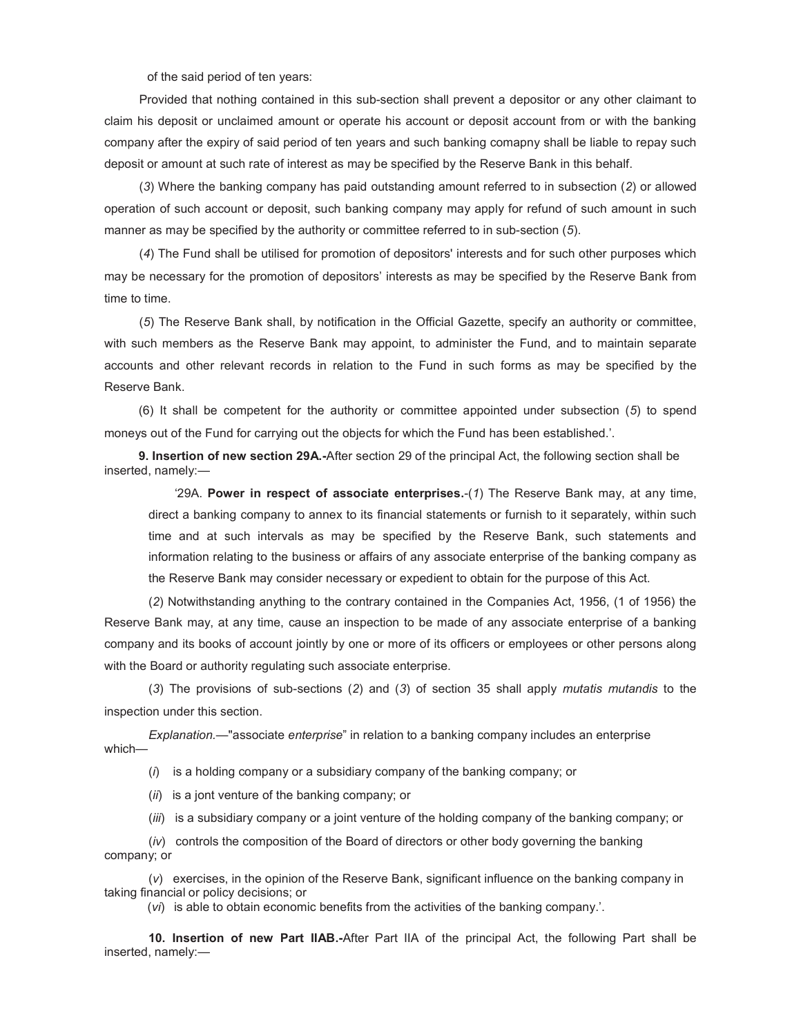of the said period of ten years:

Provided that nothing contained in this sub-section shall prevent a depositor or any other claimant to claim his deposit or unclaimed amount or operate his account or deposit account from or with the banking company after the expiry of said period of ten years and such banking comapny shall be liable to repay such deposit or amount at such rate of interest as may be specified by the Reserve Bank in this behalf.

(*3*) Where the banking company has paid outstanding amount referred to in subsection (*2*) or allowed operation of such account or deposit, such banking company may apply for refund of such amount in such manner as may be specified by the authority or committee referred to in sub-section (*5*).

(*4*) The Fund shall be utilised for promotion of depositors' interests and for such other purposes which may be necessary for the promotion of depositors' interests as may be specified by the Reserve Bank from time to time.

(*5*) The Reserve Bank shall, by notification in the Official Gazette, specify an authority or committee, with such members as the Reserve Bank may appoint, to administer the Fund, and to maintain separate accounts and other relevant records in relation to the Fund in such forms as may be specified by the Reserve Bank.

(6) It shall be competent for the authority or committee appointed under subsection (*5*) to spend moneys out of the Fund for carrying out the objects for which the Fund has been established.'.

**9. Insertion of new section 29A.-**After section 29 of the principal Act, the following section shall be inserted, namely:—

'29A. **Power in respect of associate enterprises.**-(*1*) The Reserve Bank may, at any time, direct a banking company to annex to its financial statements or furnish to it separately, within such time and at such intervals as may be specified by the Reserve Bank, such statements and information relating to the business or affairs of any associate enterprise of the banking company as the Reserve Bank may consider necessary or expedient to obtain for the purpose of this Act.

(*2*) Notwithstanding anything to the contrary contained in the Companies Act, 1956, (1 of 1956) the Reserve Bank may, at any time, cause an inspection to be made of any associate enterprise of a banking company and its books of account jointly by one or more of its officers or employees or other persons along with the Board or authority regulating such associate enterprise.

(*3*) The provisions of sub-sections (*2*) and (*3*) of section 35 shall apply *mutatis mutandis* to the inspection under this section.

*Explanation.*—"associate *enterprise*" in relation to a banking company includes an enterprise which—

(*i*) is a holding company or a subsidiary company of the banking company; or

(*ii*) is a jont venture of the banking company; or

(*iii*) is a subsidiary company or a joint venture of the holding company of the banking company; or

(*iv*) controls the composition of the Board of directors or other body governing the banking company; or

(*v*) exercises, in the opinion of the Reserve Bank, significant influence on the banking company in taking financial or policy decisions; or

(*vi*) is able to obtain economic benefits from the activities of the banking company.'.

**10. Insertion of new Part IIAB.-**After Part IIA of the principal Act, the following Part shall be inserted, namely:—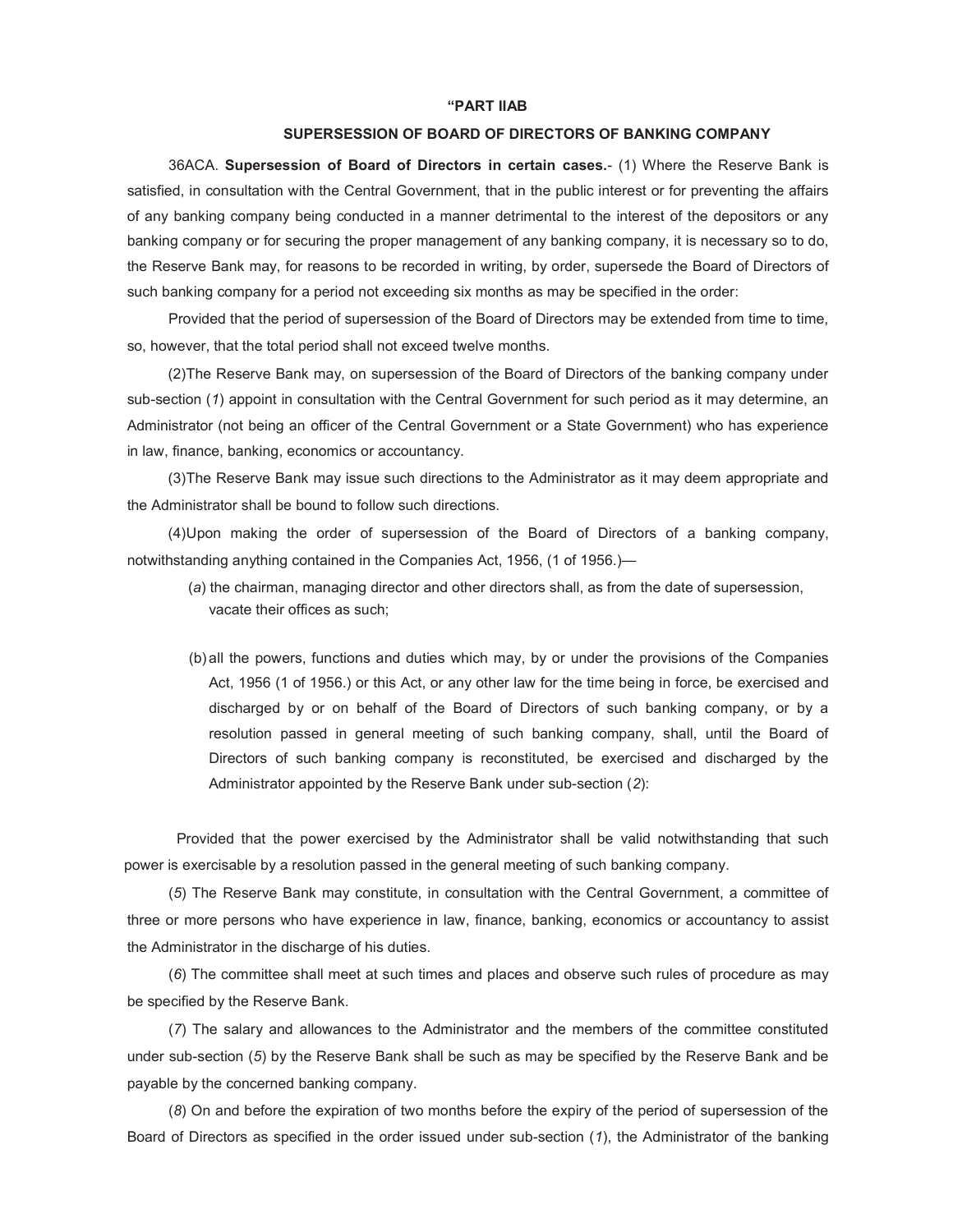**"PART IIAB**

**SUPERSESSION OF BOARD OF DIRECTORS OF BANKING COMPANY**

36ACA. **Supersession of Board of Directors in certain cases.**- (1) Where the Reserve Bank is satisfied, in consultation with the Central Government, that in the public interest or for preventing the affairs of any banking company being conducted in a manner detrimental to the interest of the depositors or any banking company or for securing the proper management of any banking company, it is necessary so to do, the Reserve Bank may, for reasons to be recorded in writing, by order, supersede the Board of Directors of such banking company for a period not exceeding six months as may be specified in the order:

Provided that the period of supersession of the Board of Directors may be extended from time to time, so, however, that the total period shall not exceed twelve months.

(2)The Reserve Bank may, on supersession of the Board of Directors of the banking company under sub-section (*1*) appoint in consultation with the Central Government for such period as it may determine, an Administrator (not being an officer of the Central Government or a State Government) who has experience in law, finance, banking, economics or accountancy.

(3)The Reserve Bank may issue such directions to the Administrator as it may deem appropriate and the Administrator shall be bound to follow such directions.

(4)Upon making the order of supersession of the Board of Directors of a banking company, notwithstanding anything contained in the Companies Act, 1956, (1 of 1956.)—

(*a*) the chairman, managing director and other directors shall, as from the date of supersession, vacate their offices as such;

(b) all the powers, functions and duties which may, by or under the provisions of the Companies Act, 1956 (1 of 1956.) or this Act, or any other law for the time being in force, be exercised and discharged by or on behalf of the Board of Directors of such banking company, or by a resolution passed in general meeting of such banking company, shall, until the Board of Directors of such banking company is reconstituted, be exercised and discharged by the Administrator appointed by the Reserve Bank under sub-section (*2*):

Provided that the power exercised by the Administrator shall be valid notwithstanding that such power is exercisable by a resolution passed in the general meeting of such banking company.

(*5*) The Reserve Bank may constitute, in consultation with the Central Government, a committee of three or more persons who have experience in law, finance, banking, economics or accountancy to assist the Administrator in the discharge of his duties.

(*6*) The committee shall meet at such times and places and observe such rules of procedure as may be specified by the Reserve Bank.

(*7*) The salary and allowances to the Administrator and the members of the committee constituted under sub-section (*5*) by the Reserve Bank shall be such as may be specified by the Reserve Bank and be payable by the concerned banking company.

(*8*) On and before the expiration of two months before the expiry of the period of supersession of the Board of Directors as specified in the order issued under sub-section (*1*), the Administrator of the banking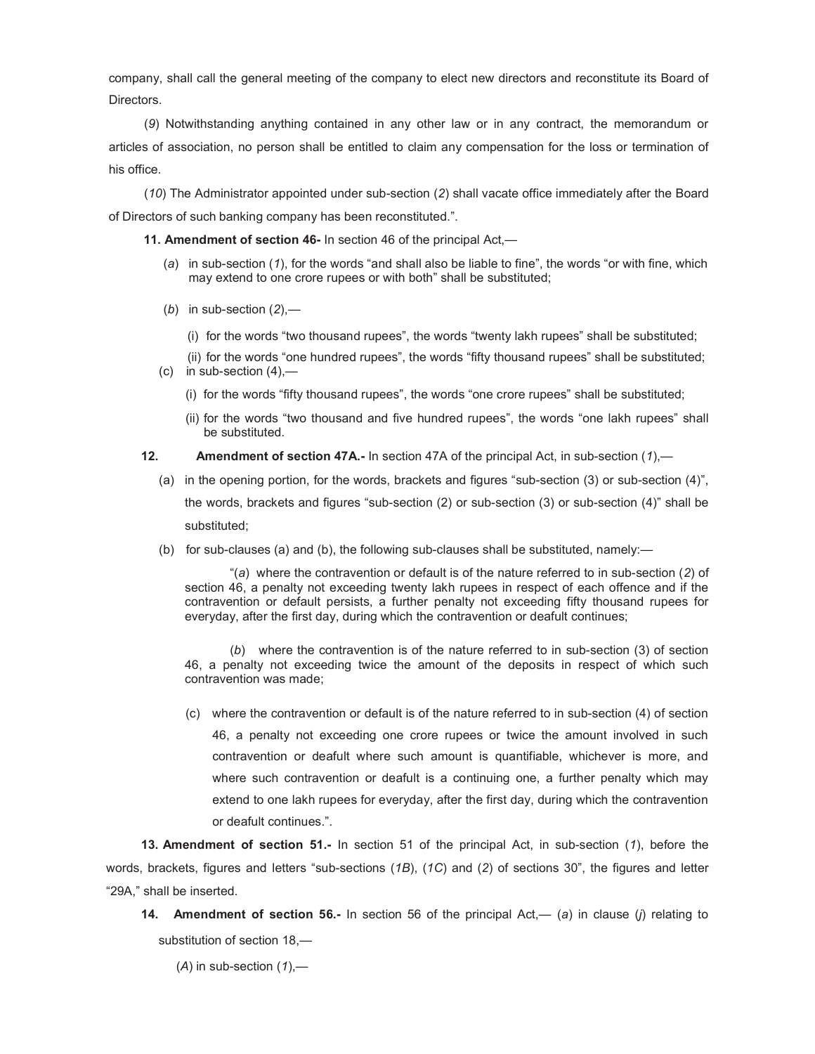company, shall call the general meeting of the company to elect new directors and reconstitute its Board of Directors.

(*9*) Notwithstanding anything contained in any other law or in any contract, the memorandum or articles of association, no person shall be entitled to claim any compensation for the loss or termination of his office.

(*10*) The Administrator appointed under sub-section (*2*) shall vacate office immediately after the Board of Directors of such banking company has been reconstituted.".

**11. Amendment of section 46-** In section 46 of the principal Act,—

(*a*) in sub-section (*1*), for the words "and shall also be liable to fine", the words "or with fine, which may extend to one crore rupees or with both" shall be substituted;

(*b*) in sub-section (*2*),—

(i) for the words "two thousand rupees", the words "twenty lakh rupees" shall be substituted;

(ii) for the words "one hundred rupees", the words "fifty thousand rupees" shall be substituted;

(c) in sub-section (4),—

(i) for the words "fifty thousand rupees", the words "one crore rupees" shall be substituted;

(ii) for the words "two thousand and five hundred rupees", the words "one lakh rupees" shall be substituted.

**12. Amendment of section 47A.-** In section 47A of the principal Act, in sub-section (*1*),—

(a) in the opening portion, for the words, brackets and figures "sub-section (3) or sub-section (4)", the words, brackets and figures "sub-section (2) or sub-section (3) or sub-section (4)" shall be substituted;

(b) for sub-clauses (a) and (b), the following sub-clauses shall be substituted, namely:—

"(*a*) where the contravention or default is of the nature referred to in sub-section (*2*) of section 46, a penalty not exceeding twenty lakh rupees in respect of each offence and if the contravention or default persists, a further penalty not exceeding fifty thousand rupees for everyday, after the first day, during which the contravention or deafult continues;

(*b*) where the contravention is of the nature referred to in sub-section (3) of section 46, a penalty not exceeding twice the amount of the deposits in respect of which such contravention was made;

(c) where the contravention or default is of the nature referred to in sub-section (4) of section 46, a penalty not exceeding one crore rupees or twice the amount involved in such contravention or deafult where such amount is quantifiable, whichever is more, and where such contravention or deafult is a continuing one, a further penalty which may extend to one lakh rupees for everyday, after the first day, during which the contravention or deafult continues.".

**13. Amendment of section 51.-** In section 51 of the principal Act, in sub-section (*1*), before the words, brackets, figures and letters "sub-sections (*1B*), (*1C*) and (*2*) of sections 30", the figures and letter "29A," shall be inserted.

**14. Amendment of section 56.-** In section 56 of the principal Act,— (*a*) in clause (*j*) relating to substitution of section 18,—

(*A*) in sub-section (*1*),—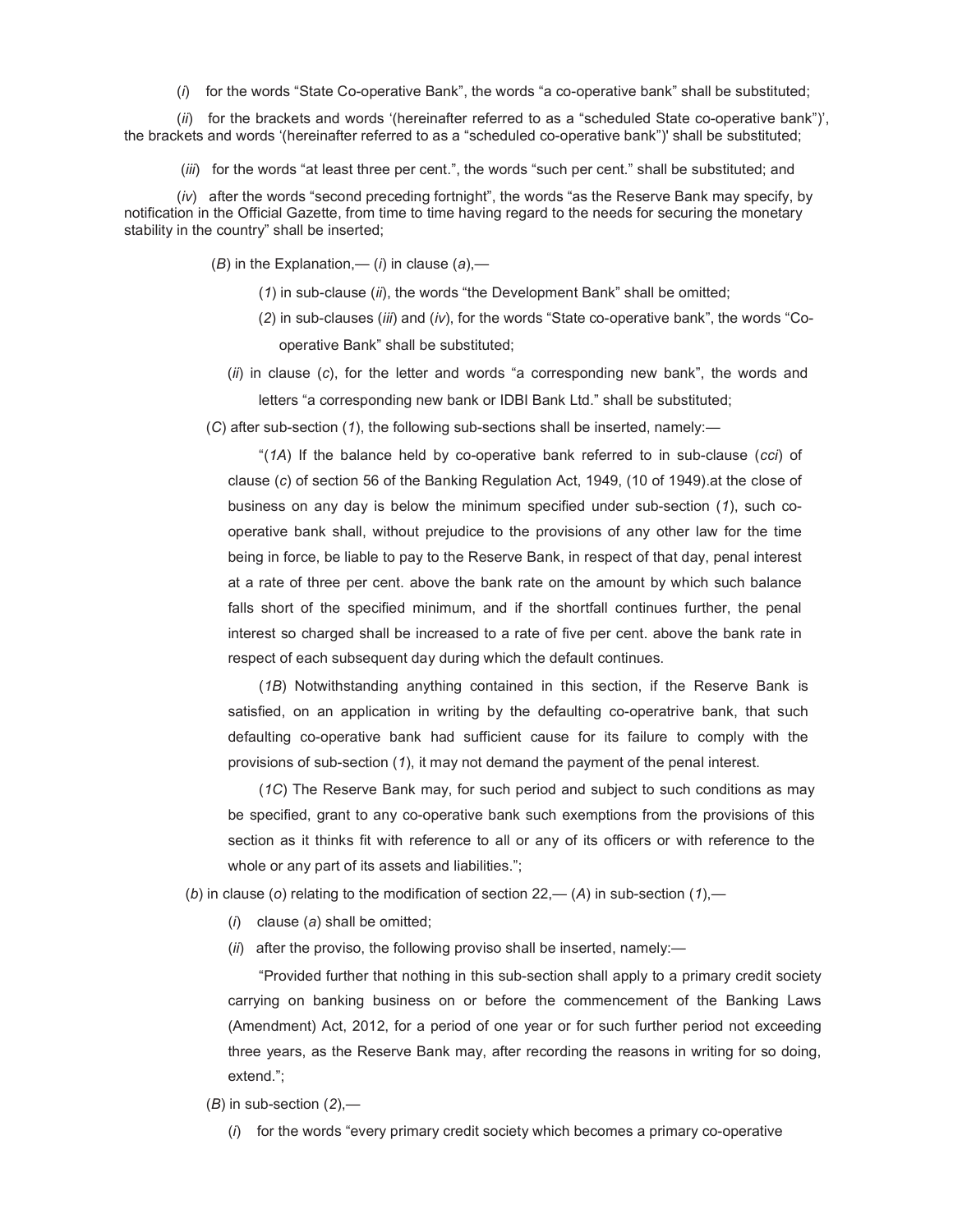(*i*) for the words "State Co-operative Bank", the words "a co-operative bank" shall be substituted;

(*ii*) for the brackets and words '(hereinafter referred to as a "scheduled State co-operative bank")', the brackets and words '(hereinafter referred to as a "scheduled co-operative bank")' shall be substituted;

(*iii*) for the words "at least three per cent.", the words "such per cent." shall be substituted; and

(*iv*) after the words "second preceding fortnight", the words "as the Reserve Bank may specify, by notification in the Official Gazette, from time to time having regard to the needs for securing the monetary stability in the country" shall be inserted;

(*B*) in the Explanation,— (*i*) in clause (*a*),—

(*1*) in sub-clause (*ii*), the words "the Development Bank" shall be omitted;

(*2*) in sub-clauses (*iii*) and (*iv*), for the words "State co-operative bank", the words "Co-operative Bank" shall be substituted;

(*ii*) in clause (*c*), for the letter and words "a corresponding new bank", the words and letters "a corresponding new bank or IDBI Bank Ltd." shall be substituted;

(*C*) after sub-section (*1*), the following sub-sections shall be inserted, namely:—

"(*1A*) If the balance held by co-operative bank referred to in sub-clause (*cci*) of clause (*c*) of section 56 of the Banking Regulation Act, 1949, (10 of 1949).at the close of business on any day is below the minimum specified under sub-section (*1*), such co-operative bank shall, without prejudice to the provisions of any other law for the time being in force, be liable to pay to the Reserve Bank, in respect of that day, penal interest at a rate of three per cent. above the bank rate on the amount by which such balance falls short of the specified minimum, and if the shortfall continues further, the penal interest so charged shall be increased to a rate of five per cent. above the bank rate in respect of each subsequent day during which the default continues.

(*1B*) Notwithstanding anything contained in this section, if the Reserve Bank is satisfied, on an application in writing by the defaulting co-operatrive bank, that such defaulting co-operative bank had sufficient cause for its failure to comply with the provisions of sub-section (*1*), it may not demand the payment of the penal interest.

(*1C*) The Reserve Bank may, for such period and subject to such conditions as may be specified, grant to any co-operative bank such exemptions from the provisions of this section as it thinks fit with reference to all or any of its officers or with reference to the whole or any part of its assets and liabilities.";

(*b*) in clause (*o*) relating to the modification of section 22,— (*A*) in sub-section (*1*),—

(*i*) clause (*a*) shall be omitted;

(*ii*) after the proviso, the following proviso shall be inserted, namely:—

"Provided further that nothing in this sub-section shall apply to a primary credit society carrying on banking business on or before the commencement of the Banking Laws (Amendment) Act, 2012, for a period of one year or for such further period not exceeding three years, as the Reserve Bank may, after recording the reasons in writing for so doing, extend.";

(*B*) in sub-section (*2*),—

(*i*) for the words "every primary credit society which becomes a primary co-operative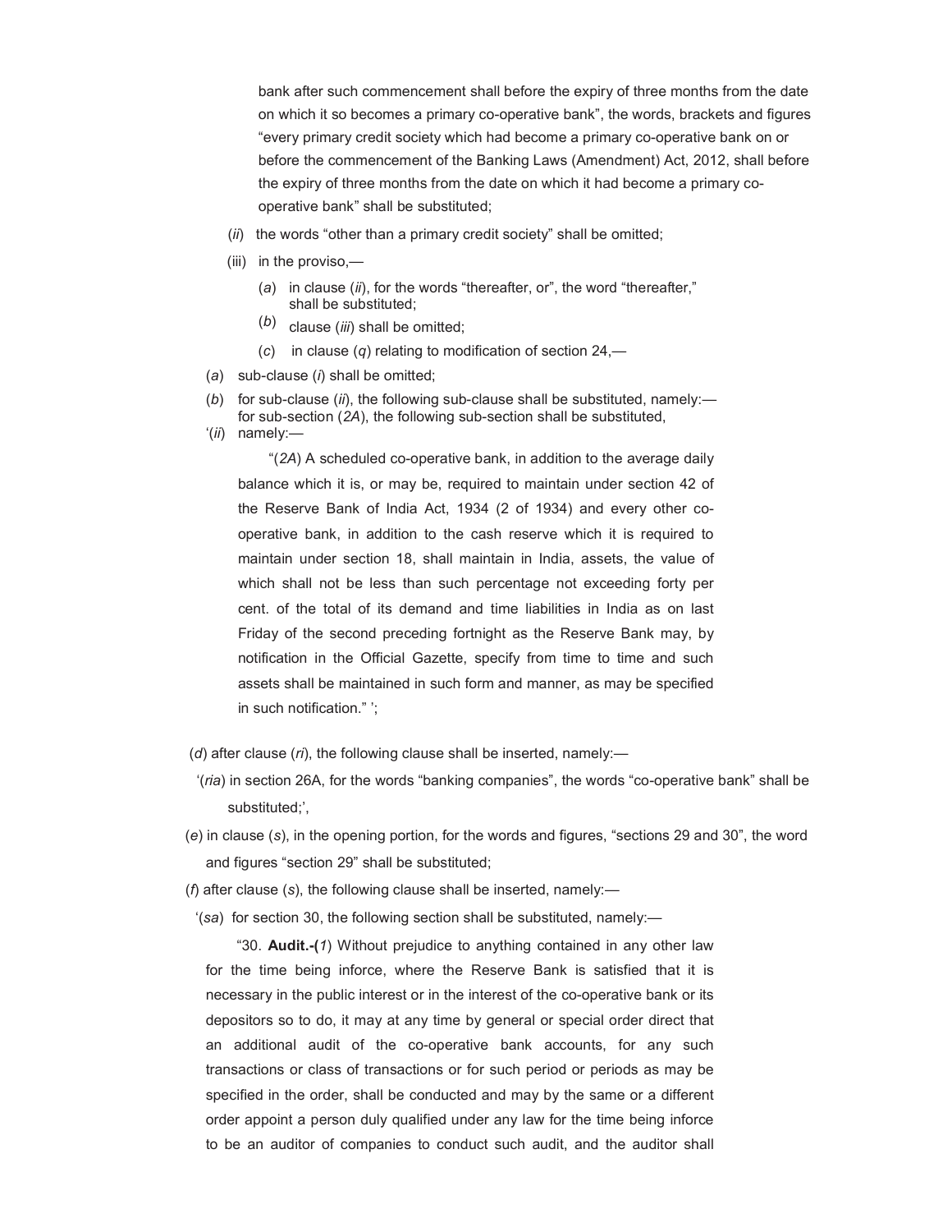bank after such commencement shall before the expiry of three months from the date on which it so becomes a primary co-operative bank", the words, brackets and figures "every primary credit society which had become a primary co-operative bank on or before the commencement of the Banking Laws (Amendment) Act, 2012, shall before the expiry of three months from the date on which it had become a primary co-operative bank" shall be substituted;

(*ii*) the words "other than a primary credit society" shall be omitted;

(iii) in the proviso,—

(*a*) in clause (*ii*), for the words "thereafter, or", the word "thereafter," shall be substituted;

(*b*) clause (*iii*) shall be omitted;

(*c*) in clause (*q*) relating to modification of section 24,—

(*a*) sub-clause (*i*) shall be omitted;

(*b*) for sub-clause (*ii*), the following sub-clause shall be substituted, namely:—

'(*ii*) for sub-section (*2A*), the following sub-section shall be substituted, namely:—

"(*2A*) A scheduled co-operative bank, in addition to the average daily balance which it is, or may be, required to maintain under section 42 of the Reserve Bank of India Act, 1934 (2 of 1934) and every other co-operative bank, in addition to the cash reserve which it is required to maintain under section 18, shall maintain in India, assets, the value of which shall not be less than such percentage not exceeding forty per cent. of the total of its demand and time liabilities in India as on last Friday of the second preceding fortnight as the Reserve Bank may, by notification in the Official Gazette, specify from time to time and such assets shall be maintained in such form and manner, as may be specified in such notification." ';

(*d*) after clause (*ri*), the following clause shall be inserted, namely:—

'(*ria*) in section 26A, for the words "banking companies", the words "co-operative bank" shall be substituted;',

(*e*) in clause (*s*), in the opening portion, for the words and figures, "sections 29 and 30", the word and figures "section 29" shall be substituted;

(*f*) after clause (*s*), the following clause shall be inserted, namely:—

'(*sa*) for section 30, the following section shall be substituted, namely:—

"30. **Audit.-(***1*) Without prejudice to anything contained in any other law for the time being inforce, where the Reserve Bank is satisfied that it is necessary in the public interest or in the interest of the co-operative bank or its depositors so to do, it may at any time by general or special order direct that an additional audit of the co-operative bank accounts, for any such transactions or class of transactions or for such period or periods as may be specified in the order, shall be conducted and may by the same or a different order appoint a person duly qualified under any law for the time being inforce to be an auditor of companies to conduct such audit, and the auditor shall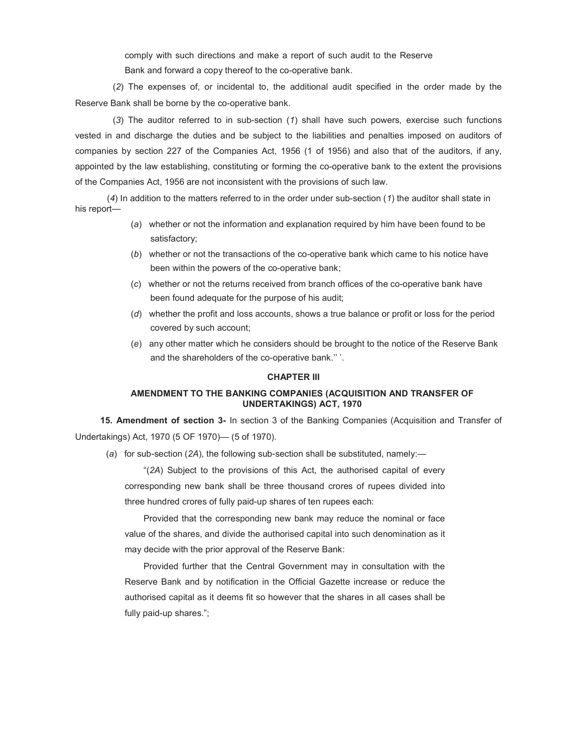comply with such directions and make a report of such audit to the Reserve Bank and forward a copy thereof to the co-operative bank.

(*2*) The expenses of, or incidental to, the additional audit specified in the order made by the Reserve Bank shall be borne by the co-operative bank.

(*3*) The auditor referred to in sub-section (*1*) shall have such powers, exercise such functions vested in and discharge the duties and be subject to the liabilities and penalties imposed on auditors of companies by section 227 of the Companies Act, 1956 (1 of 1956) and also that of the auditors, if any, appointed by the law establishing, constituting or forming the co-operative bank to the extent the provisions of the Companies Act, 1956 are not inconsistent with the provisions of such law.

(*4*) In addition to the matters referred to in the order under sub-section (*1*) the auditor shall state in his report—

(*a*) whether or not the information and explanation required by him have been found to be satisfactory;

(*b*) whether or not the transactions of the co-operative bank which came to his notice have been within the powers of the co-operative bank;

(*c*) whether or not the returns received from branch offices of the co-operative bank have been found adequate for the purpose of his audit;

(*d*) whether the profit and loss accounts, shows a true balance or profit or loss for the period covered by such account;

(*e*) any other matter which he considers should be brought to the notice of the Reserve Bank and the shareholders of the co-operative bank.'' '.

## CHAPTER III

## AMENDMENT TO THE BANKING COMPANIES (ACQUISITION AND TRANSFER OF UNDERTAKINGS) ACT, 1970

**15. Amendment of section 3-** In section 3 of the Banking Companies (Acquisition and Transfer of Undertakings) Act, 1970 (5 OF 1970)— (5 of 1970).

(*a*) for sub-section (*2A*), the following sub-section shall be substituted, namely:—

"(*2A*) Subject to the provisions of this Act, the authorised capital of every corresponding new bank shall be three thousand crores of rupees divided into three hundred crores of fully paid-up shares of ten rupees each:

Provided that the corresponding new bank may reduce the nominal or face value of the shares, and divide the authorised capital into such denomination as it may decide with the prior approval of the Reserve Bank:

Provided further that the Central Government may in consultation with the Reserve Bank and by notification in the Official Gazette increase or reduce the authorised capital as it deems fit so however that the shares in all cases shall be fully paid-up shares.";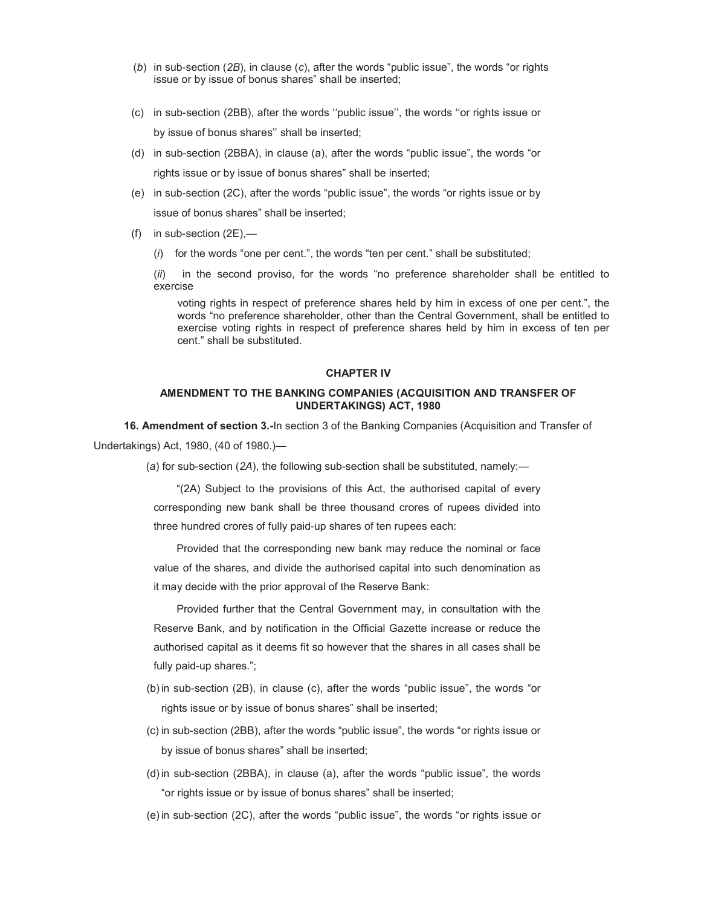(*b*) in sub-section (*2B*), in clause (*c*), after the words "public issue", the words "or rights issue or by issue of bonus shares" shall be inserted;

(c) in sub-section (2BB), after the words ''public issue'', the words ''or rights issue or by issue of bonus shares'' shall be inserted;

(d) in sub-section (2BBA), in clause (a), after the words "public issue", the words "or rights issue or by issue of bonus shares" shall be inserted;

(e) in sub-section (2C), after the words "public issue", the words "or rights issue or by issue of bonus shares" shall be inserted;

(f) in sub-section (2E),—

(*i*) for the words "one per cent.", the words "ten per cent." shall be substituted;

(*ii*) in the second proviso, for the words "no preference shareholder shall be entitled to exercise voting rights in respect of preference shares held by him in excess of one per cent.", the words "no preference shareholder, other than the Central Government, shall be entitled to exercise voting rights in respect of preference shares held by him in excess of ten per cent." shall be substituted.

## CHAPTER IV

## AMENDMENT TO THE BANKING COMPANIES (ACQUISITION AND TRANSFER OF UNDERTAKINGS) ACT, 1980

**16. Amendment of section 3.-**In section 3 of the Banking Companies (Acquisition and Transfer of Undertakings) Act, 1980, (40 of 1980.)—

(*a*) for sub-section (*2A*), the following sub-section shall be substituted, namely:—

"(2A) Subject to the provisions of this Act, the authorised capital of every corresponding new bank shall be three thousand crores of rupees divided into three hundred crores of fully paid-up shares of ten rupees each:

Provided that the corresponding new bank may reduce the nominal or face value of the shares, and divide the authorised capital into such denomination as it may decide with the prior approval of the Reserve Bank:

Provided further that the Central Government may, in consultation with the Reserve Bank, and by notification in the Official Gazette increase or reduce the authorised capital as it deems fit so however that the shares in all cases shall be fully paid-up shares.";

(b) in sub-section (2B), in clause (c), after the words "public issue", the words "or rights issue or by issue of bonus shares" shall be inserted;

(c) in sub-section (2BB), after the words "public issue", the words "or rights issue or by issue of bonus shares" shall be inserted;

(d) in sub-section (2BBA), in clause (a), after the words "public issue", the words "or rights issue or by issue of bonus shares" shall be inserted;

(e) in sub-section (2C), after the words "public issue", the words "or rights issue or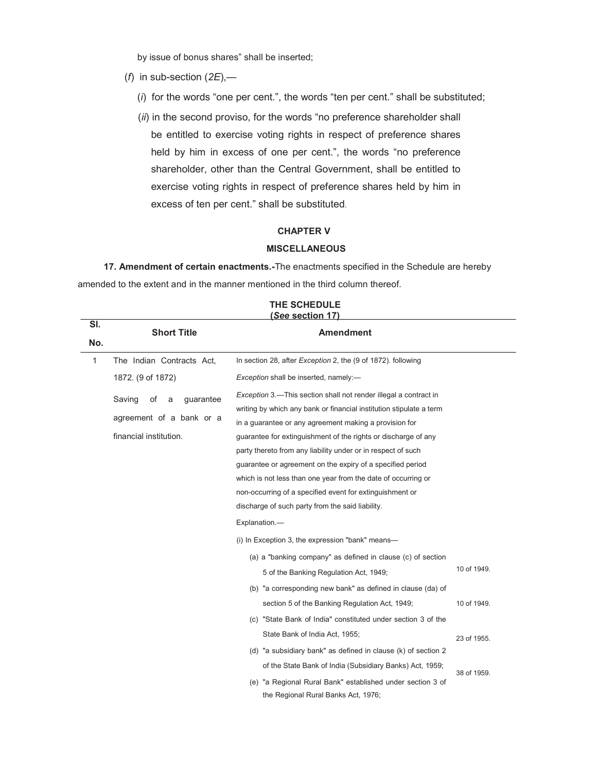by issue of bonus shares" shall be inserted;

(*f*) in sub-section (*2E*),—

(*i*) for the words "one per cent.", the words "ten per cent." shall be substituted;

(*ii*) in the second proviso, for the words "no preference shareholder shall be entitled to exercise voting rights in respect of preference shares held by him in excess of one per cent.", the words "no preference shareholder, other than the Central Government, shall be entitled to exercise voting rights in respect of preference shares held by him in excess of ten per cent." shall be substituted.

## CHAPTER V

## MISCELLANEOUS

**17. Amendment of certain enactments.-**The enactments specified in the Schedule are hereby amended to the extent and in the manner mentioned in the third column thereof.

### THE SCHEDULE
**(*See* section 17)**

| Sl. No. | Short Title | Amendment | |
|---|---|---|---|
| 1 | The Indian Contracts Act, 1872. (9 of 1872)<br><br>Saving of a guarantee agreement of a bank or a financial institution. | In section 28, after *Exception* 2, the (9 of 1872). following *Exception* shall be inserted, namely:—<br><br>*Exception* 3.—This section shall not render illegal a contract in writing by which any bank or financial institution stipulate a term in a guarantee or any agreement making a provision for guarantee for extinguishment of the rights or discharge of any party thereto from any liability under or in respect of such guarantee or agreement on the expiry of a specified period which is not less than one year from the date of occurring or non-occurring of a specified event for extinguishment or discharge of such party from the said liability.<br><br>Explanation.—<br><br>(i) In Exception 3, the expression "bank" means— | |
| | | (a) a "banking company" as defined in clause (c) of section 5 of the Banking Regulation Act, 1949; | 10 of 1949. |
| | | (b) "a corresponding new bank" as defined in clause (da) of section 5 of the Banking Regulation Act, 1949; | 10 of 1949. |
| | | (c) "State Bank of India" constituted under section 3 of the State Bank of India Act, 1955; | 23 of 1955. |
| | | (d) "a subsidiary bank" as defined in clause (k) of section 2 of the State Bank of India (Subsidiary Banks) Act, 1959; | 38 of 1959. |
| | | (e) "a Regional Rural Bank" established under section 3 of the Regional Rural Banks Act, 1976; | |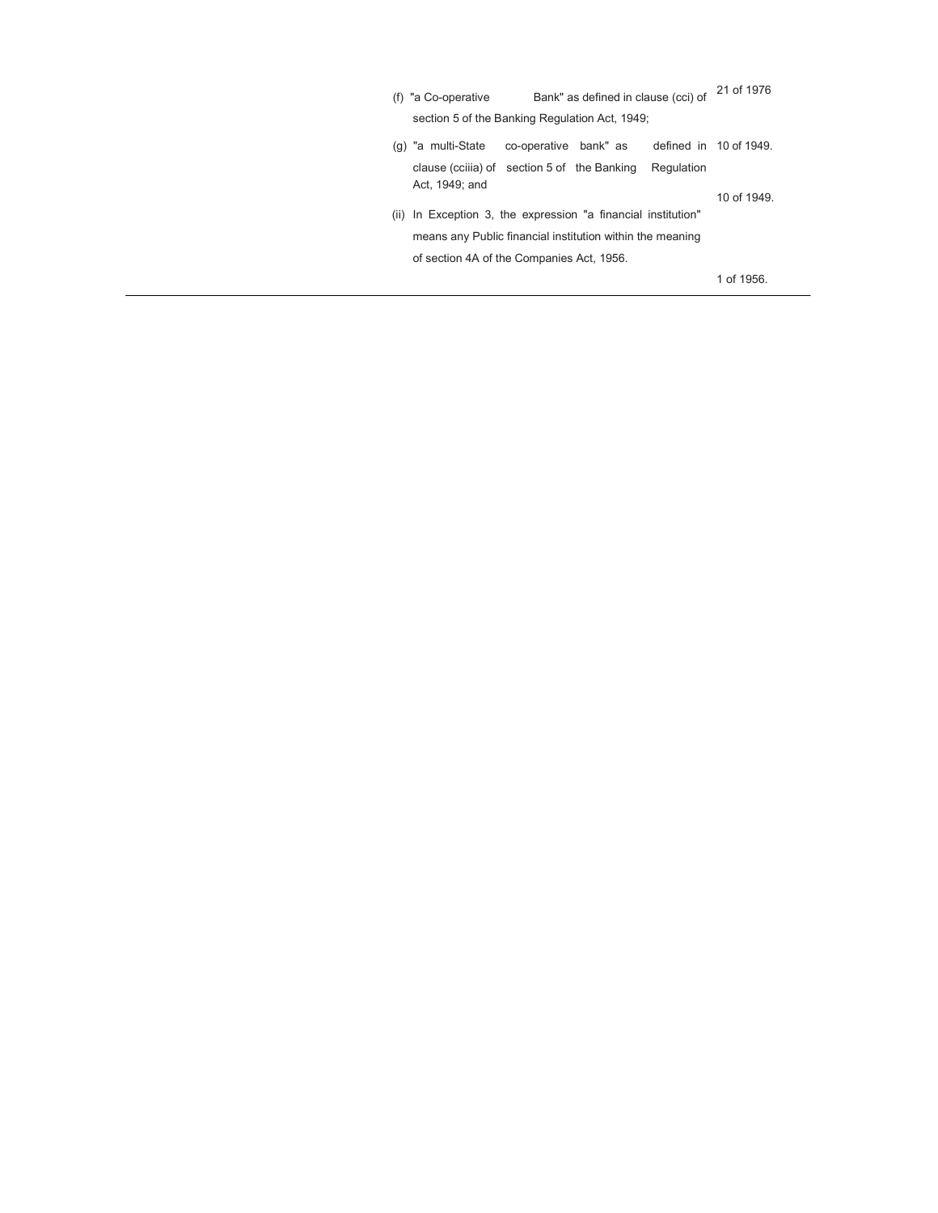(f) "a Co-operative Bank" as defined in clause (cci) of section 5 of the Banking Regulation Act, 1949; 21 of 1976

(g) "a multi-State co-operative bank" as defined in clause (cciiia) of section 5 of the Banking Regulation Act, 1949; and 10 of 1949.

(ii) In Exception 3, the expression "a financial institution" means any Public financial institution within the meaning of section 4A of the Companies Act, 1956. 10 of 1949.

1 of 1956.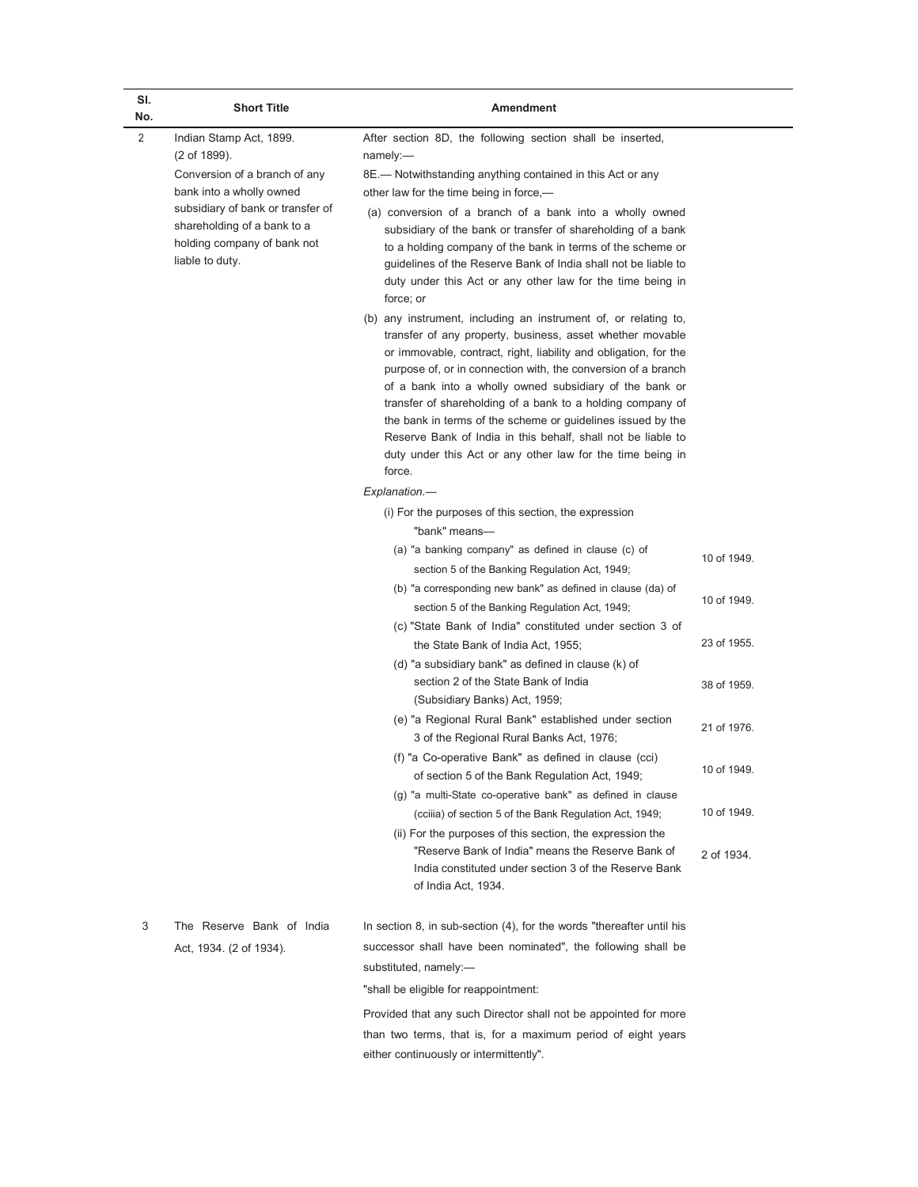| Sl. No. | Short Title | Amendment | |
|---|---|---|---|
| 2 | Indian Stamp Act, 1899. (2 of 1899).<br><br>Conversion of a branch of any bank into a wholly owned subsidiary of bank or transfer of shareholding of a bank to a holding company of bank not liable to duty. | After section 8D, the following section shall be inserted, namely:—<br><br>8E.— Notwithstanding anything contained in this Act or any other law for the time being in force,—<br><br>(a) conversion of a branch of a bank into a wholly owned subsidiary of the bank or transfer of shareholding of a bank to a holding company of the bank in terms of the scheme or guidelines of the Reserve Bank of India shall not be liable to duty under this Act or any other law for the time being in force; or<br><br>(b) any instrument, including an instrument of, or relating to, transfer of any property, business, asset whether movable or immovable, contract, right, liability and obligation, for the purpose of, or in connection with, the conversion of a branch of a bank into a wholly owned subsidiary of the bank or transfer of shareholding of a bank to a holding company of the bank in terms of the scheme or guidelines issued by the Reserve Bank of India in this behalf, shall not be liable to duty under this Act or any other law for the time being in force.<br><br>*Explanation*.—<br><br>(i) For the purposes of this section, the expression "bank" means— | |
| | | (a) "a banking company" as defined in clause (c) of section 5 of the Banking Regulation Act, 1949; | 10 of 1949. |
| | | (b) "a corresponding new bank" as defined in clause (da) of section 5 of the Banking Regulation Act, 1949; | 10 of 1949. |
| | | (c) "State Bank of India" constituted under section 3 of the State Bank of India Act, 1955; | 23 of 1955. |
| | | (d) "a subsidiary bank" as defined in clause (k) of section 2 of the State Bank of India (Subsidiary Banks) Act, 1959; | 38 of 1959. |
| | | (e) "a Regional Rural Bank" established under section 3 of the Regional Rural Banks Act, 1976; | 21 of 1976. |
| | | (f) "a Co-operative Bank" as defined in clause (cci) of section 5 of the Bank Regulation Act, 1949; | 10 of 1949. |
| | | (g) "a multi-State co-operative bank" as defined in clause (cciiia) of section 5 of the Bank Regulation Act, 1949; | 10 of 1949. |
| | | (ii) For the purposes of this section, the expression the "Reserve Bank of India" means the Reserve Bank of India constituted under section 3 of the Reserve Bank of India Act, 1934. | 2 of 1934. |
| 3 | The Reserve Bank of India Act, 1934. (2 of 1934). | In section 8, in sub-section (4), for the words "thereafter until his successor shall have been nominated", the following shall be substituted, namely:—<br><br>"shall be eligible for reappointment:<br><br>Provided that any such Director shall not be appointed for more than two terms, that is, for a maximum period of eight years either continuously or intermittently". | |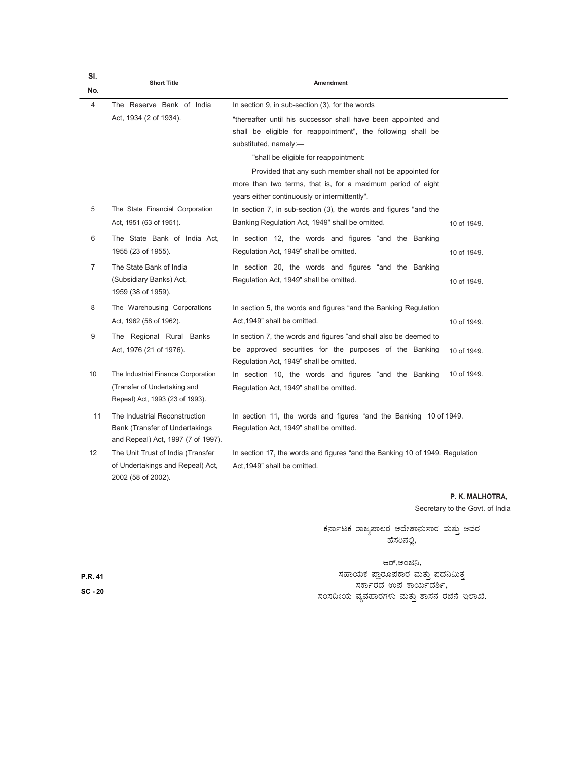| Sl. No. | Short Title | Amendment | |
|---|---|---|---|
| 4 | The Reserve Bank of India Act, 1934 (2 of 1934). | In section 9, in sub-section (3), for the words "thereafter until his successor shall have been appointed and shall be eligible for reappointment", the following shall be substituted, namely:— "shall be eligible for reappointment: Provided that any such member shall not be appointed for more than two terms, that is, for a maximum period of eight years either continuously or intermittently". | |
| 5 | The State Financial Corporation Act, 1951 (63 of 1951). | In section 7, in sub-section (3), the words and figures "and the Banking Regulation Act, 1949" shall be omitted. | 10 of 1949. |
| 6 | The State Bank of India Act, 1955 (23 of 1955). | In section 12, the words and figures "and the Banking Regulation Act, 1949" shall be omitted. | 10 of 1949. |
| 7 | The State Bank of India (Subsidiary Banks) Act, 1959 (38 of 1959). | In section 20, the words and figures "and the Banking Regulation Act, 1949" shall be omitted. | 10 of 1949. |
| 8 | The Warehousing Corporations Act, 1962 (58 of 1962). | In section 5, the words and figures "and the Banking Regulation Act,1949" shall be omitted. | 10 of 1949. |
| 9 | The Regional Rural Banks Act, 1976 (21 of 1976). | In section 7, the words and figures "and shall also be deemed to be approved securities for the purposes of the Banking Regulation Act, 1949" shall be omitted. | 10 of 1949. |
| 10 | The Industrial Finance Corporation (Transfer of Undertaking and Repeal) Act, 1993 (23 of 1993). | In section 10, the words and figures "and the Banking Regulation Act, 1949" shall be omitted. | 10 of 1949. |
| 11 | The Industrial Reconstruction Bank (Transfer of Undertakings and Repeal) Act, 1997 (7 of 1997). | In section 11, the words and figures "and the Banking Regulation Act, 1949" shall be omitted. | 10 of 1949. |
| 12 | The Unit Trust of India (Transfer of Undertakings and Repeal) Act, 2002 (58 of 2002). | In section 17, the words and figures "and the Banking Regulation Act,1949" shall be omitted. | 10 of 1949. |

**P. K. MALHOTRA,**
Secretary to the Govt. of India

ಕರ್ನಾಟಕ ರಾಜ್ಯಪಾಲರ ಆದೇಶಾನುಸಾರ ಮತ್ತು ಅವರ ಹೆಸರಿನಲ್ಲಿ,

ಆರ್.ಆಂಜಿನಿ,
ಸಹಾಯಕ ಪ್ರಾರೂಪಕಾರ ಮತ್ತು ಪದನಿಮಿತ್ತ
ಸರ್ಕಾರದ ಉಪ ಕಾರ್ಯದರ್ಶಿ,
ಸಂಸದೀಯ ವ್ಯವಹಾರಗಳು ಮತ್ತು ಶಾಸನ ರಚನೆ ಇಲಾಖೆ.

P.R. 41
SC - 20